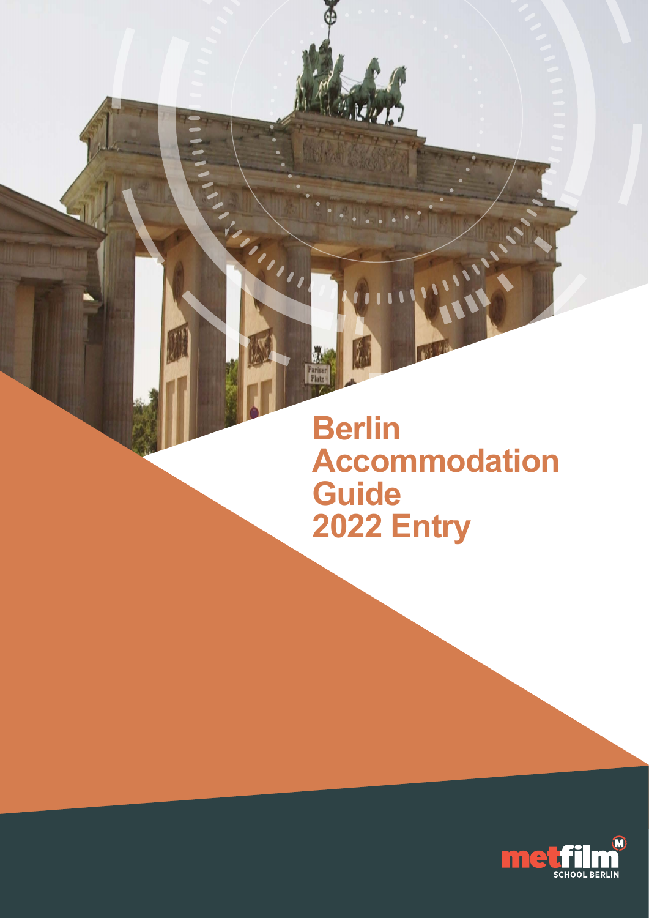# Berlin Accommodation Guide 2022 Entry

metfilm SCHOOL BERLIN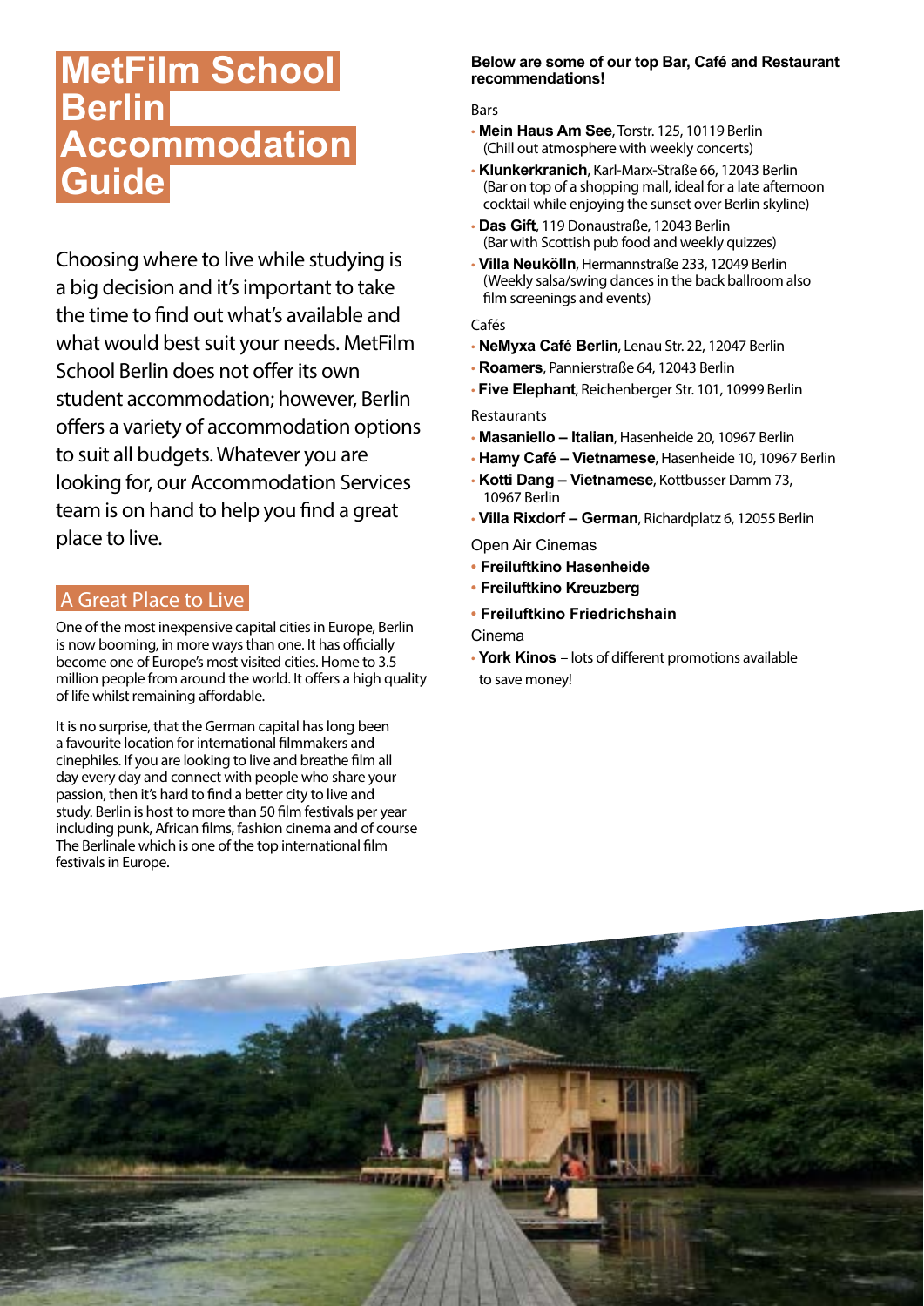# MetFilm School Berlin Accommodation Guide

Choosing where to live while studying is a big decision and it's important to take the time to find out what's available and what would best suit your needs. MetFilm School Berlin does not offer its own student accommodation; however, Berlin offers a variety of accommodation options to suit all budgets. Whatever you are looking for, our Accommodation Services team is on hand to help you find a great place to live.

## A Great Place to Live

One of the most inexpensive capital cities in Europe, Berlin is now booming, in more ways than one. It has officially become one of Europe's most visited cities. Home to 3.5 million people from around the world. It offers a high quality of life whilst remaining affordable.

It is no surprise, that the German capital has long been a favourite location for international filmmakers and cinephiles. If you are looking to live and breathe film all day every day and connect with people who share your passion, then it's hard to find a better city to live and study. Berlin is host to more than 50 film festivals per year including punk, African films, fashion cinema and of course The Berlinale which is one of the top international film festivals in Europe.

**Below are some of our top Bar, Café and Restaurant recommendations!**

Bars

- **Mein Haus Am See**, Torstr. 125, 10119 Berlin (Chill out atmosphere with weekly concerts)
- **Klunkerkranich**, Karl-Marx-Straße 66, 12043 Berlin (Bar on top of a shopping mall, ideal for a late afternoon cocktail while enjoying the sunset over Berlin skyline)
- **Das Gift**, 119 Donaustraße, 12043 Berlin (Bar with Scottish pub food and weekly quizzes)
- **Villa Neukölln**, Hermannstraße 233, 12049 Berlin (Weekly salsa/swing dances in the back ballroom also film screenings and events)

Cafés

- **NeMyxa Café Berlin**, Lenau Str. 22, 12047 Berlin
- **Roamers**, Pannierstraße 64, 12043 Berlin
- **Five Elephant**, Reichenberger Str. 101, 10999 Berlin

Restaurants

- **Masaniello – Italian**, Hasenheide 20, 10967 Berlin
- **Hamy Café – Vietnamese**, Hasenheide 10, 10967 Berlin
- **Kotti Dang – Vietnamese**, Kottbusser Damm 73, 10967 Berlin
- **Villa Rixdorf – German**, Richardplatz 6, 12055 Berlin

Open Air Cinemas

- **Freiluftkino Hasenheide**
- **Freiluftkino Kreuzberg**
- **Freiluftkino Friedrichshain**

Cinema

- **York Kinos** – lots of different promotions available to save money!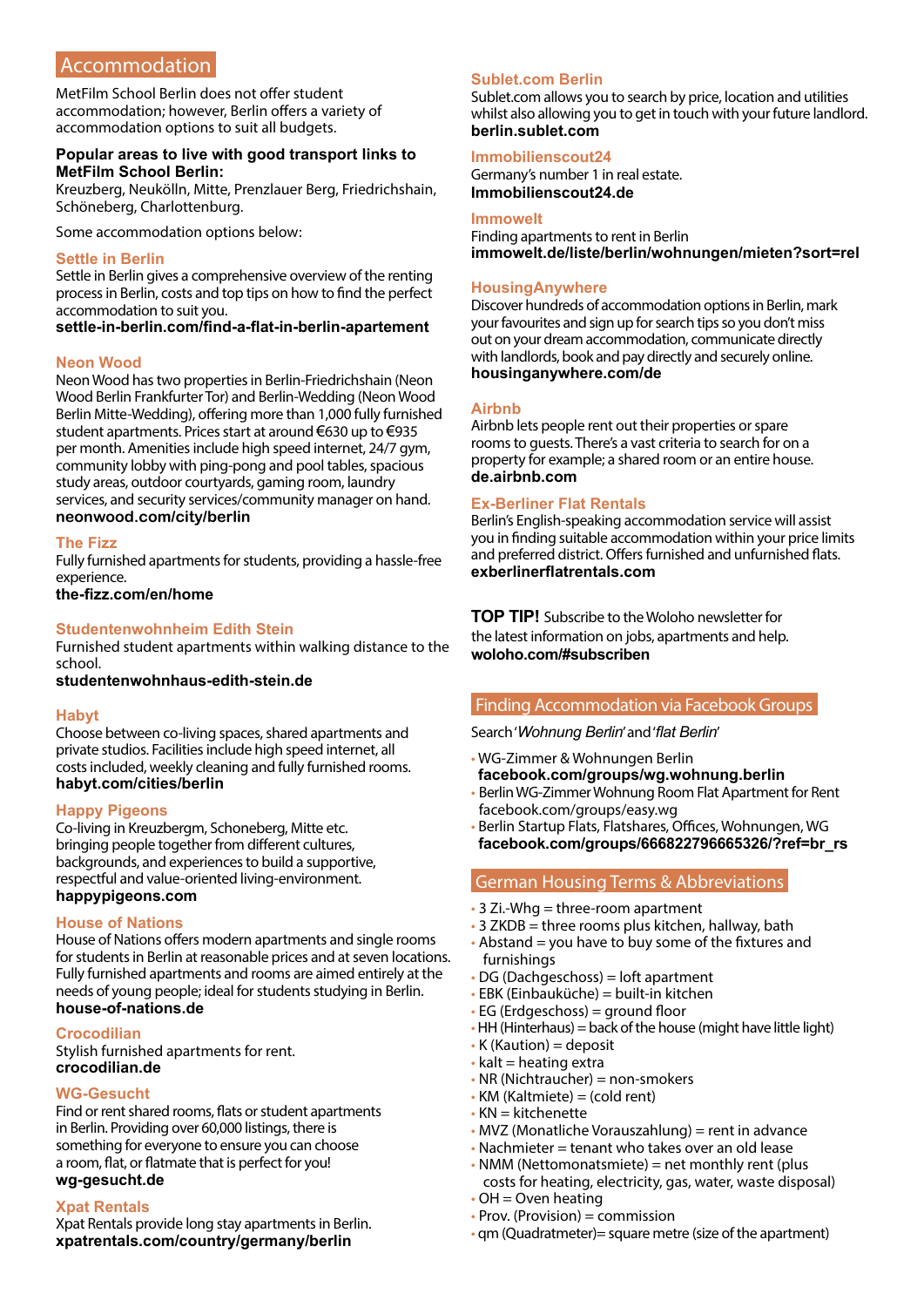## Accommodation

MetFilm School Berlin does not offer student accommodation; however, Berlin offers a variety of accommodation options to suit all budgets.

**Popular areas to live with good transport links to MetFilm School Berlin:**
Kreuzberg, Neukölln, Mitte, Prenzlauer Berg, Friedrichshain, Schöneberg, Charlottenburg.

Some accommodation options below:

### Settle in Berlin

Settle in Berlin gives a comprehensive overview of the renting process in Berlin, costs and top tips on how to find the perfect accommodation to suit you.
**settle-in-berlin.com/find-a-flat-in-berlin-apartement**

### Neon Wood

Neon Wood has two properties in Berlin-Friedrichshain (Neon Wood Berlin Frankfurter Tor) and Berlin-Wedding (Neon Wood Berlin Mitte-Wedding), offering more than 1,000 fully furnished student apartments. Prices start at around €630 up to €935 per month. Amenities include high speed internet, 24/7 gym, community lobby with ping-pong and pool tables, spacious study areas, outdoor courtyards, gaming room, laundry services, and security services/community manager on hand.
**neonwood.com/city/berlin**

### The Fizz

Fully furnished apartments for students, providing a hassle-free experience.
**the-fizz.com/en/home**

### Studentenwohnheim Edith Stein

Furnished student apartments within walking distance to the school.
**studentenwohnhaus-edith-stein.de**

### Habyt

Choose between co-living spaces, shared apartments and private studios. Facilities include high speed internet, all costs included, weekly cleaning and fully furnished rooms.
**habyt.com/cities/berlin**

### Happy Pigeons

Co-living in Kreuzbergm, Schoneberg, Mitte etc. bringing people together from different cultures, backgrounds, and experiences to build a supportive, respectful and value-oriented living-environment.
**happypigeons.com**

### House of Nations

House of Nations offers modern apartments and single rooms for students in Berlin at reasonable prices and at seven locations. Fully furnished apartments and rooms are aimed entirely at the needs of young people; ideal for students studying in Berlin.
**house-of-nations.de**

### Crocodilian

Stylish furnished apartments for rent.
**crocodilian.de**

### WG-Gesucht

Find or rent shared rooms, flats or student apartments in Berlin. Providing over 60,000 listings, there is something for everyone to ensure you can choose a room, flat, or flatmate that is perfect for you!
**wg-gesucht.de**

### Xpat Rentals

Xpat Rentals provide long stay apartments in Berlin.
**xpatrentals.com/country/germany/berlin**

### Sublet.com Berlin

Sublet.com allows you to search by price, location and utilities whilst also allowing you to get in touch with your future landlord.
**berlin.sublet.com**

### Immobilienscout24

Germany's number 1 in real estate.
**Immobilienscout24.de**

### Immowelt

Finding apartments to rent in Berlin
**immowelt.de/liste/berlin/wohnungen/mieten?sort=rel**

### HousingAnywhere

Discover hundreds of accommodation options in Berlin, mark your favourites and sign up for search tips so you don't miss out on your dream accommodation, communicate directly with landlords, book and pay directly and securely online.
**housinganywhere.com/de**

### Airbnb

Airbnb lets people rent out their properties or spare rooms to guests. There's a vast criteria to search for on a property for example; a shared room or an entire house.
**de.airbnb.com**

### Ex-Berliner Flat Rentals

Berlin's English-speaking accommodation service will assist you in finding suitable accommodation within your price limits and preferred district. Offers furnished and unfurnished flats.
**exberlinerflatrentals.com**

**TOP TIP!** Subscribe to the Woloho newsletter for the latest information on jobs, apartments and help.
**woloho.com/#subscriben**

## Finding Accommodation via Facebook Groups

Search '*Wohnung Berlin*' and '*flat Berlin*'

- WG-Zimmer & Wohnungen Berlin
  **facebook.com/groups/wg.wohnung.berlin**
- Berlin WG-Zimmer Wohnung Room Flat Apartment for Rent
  facebook.com/groups/easy.wg
- Berlin Startup Flats, Flatshares, Offices, Wohnungen, WG
  **facebook.com/groups/666822796665326/?ref=br_rs**

## German Housing Terms & Abbreviations

- 3 Zi.-Whg = three-room apartment
- 3 ZKDB = three rooms plus kitchen, hallway, bath
- Abstand = you have to buy some of the fixtures and furnishings
- DG (Dachgeschoss) = loft apartment
- EBK (Einbauküche) = built-in kitchen
- EG (Erdgeschoss) = ground floor
- HH (Hinterhaus) = back of the house (might have little light)
- K (Kaution) = deposit
- kalt = heating extra
- NR (Nichtraucher) = non-smokers
- KM (Kaltmiete) = (cold rent)
- KN = kitchenette
- MVZ (Monatliche Vorauszahlung) = rent in advance
- Nachmieter = tenant who takes over an old lease
- NMM (Nettomonatsmiete) = net monthly rent (plus costs for heating, electricity, gas, water, waste disposal)
- OH = Oven heating
- Prov. (Provision) = commission
- qm (Quadratmeter)= square metre (size of the apartment)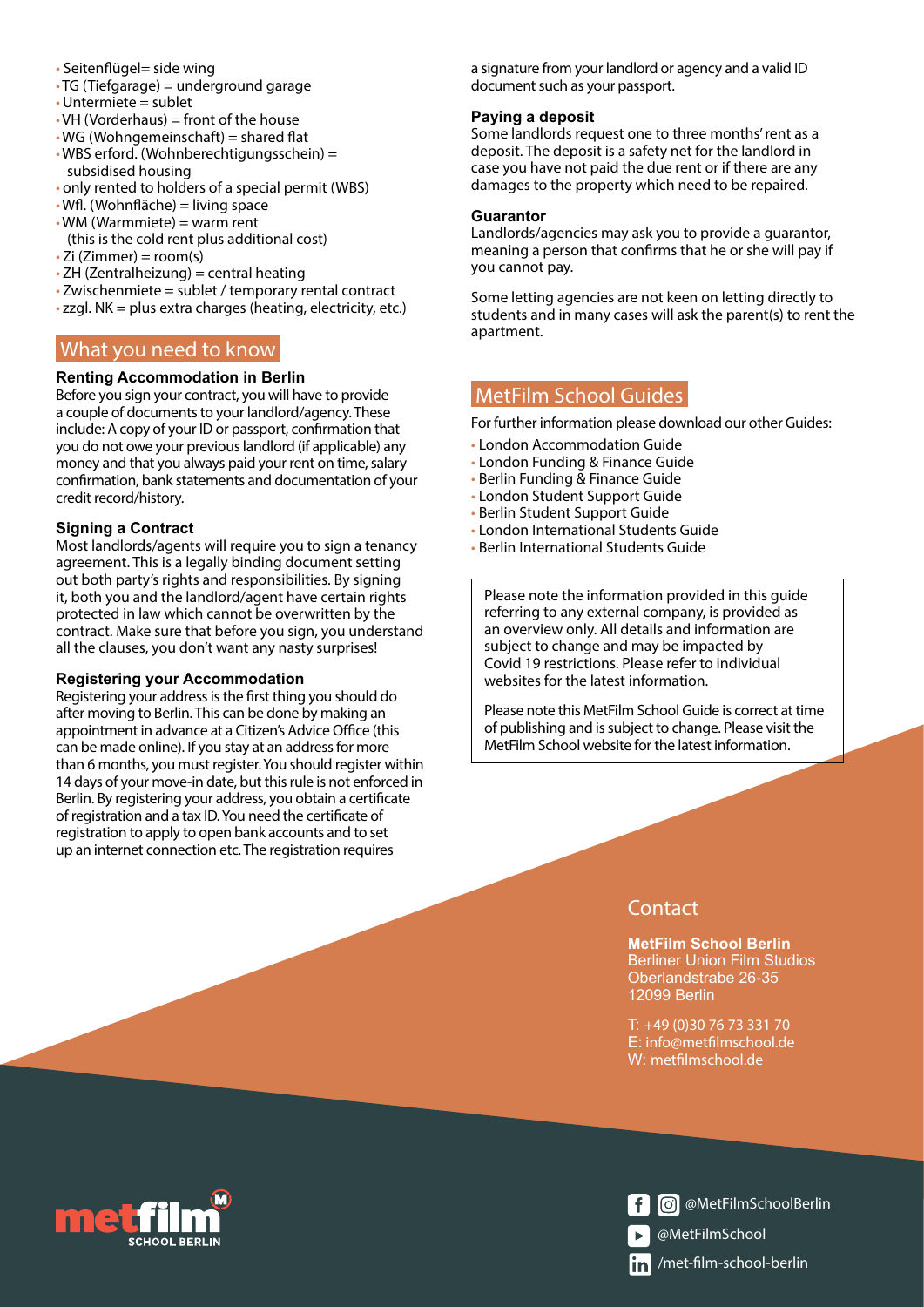- Seitenflügel= side wing
- TG (Tiefgarage) = underground garage
- Untermiete = sublet
- VH (Vorderhaus) = front of the house
- WG (Wohngemeinschaft) = shared flat
- WBS erford. (Wohnberechtigungsschein) = subsidised housing
- only rented to holders of a special permit (WBS)
- Wfl. (Wohnfläche) = living space
- WM (Warmmiete) = warm rent (this is the cold rent plus additional cost)
- Zi (Zimmer) = room(s)
- ZH (Zentralheizung) = central heating
- Zwischenmiete = sublet / temporary rental contract
- zzgl. NK = plus extra charges (heating, electricity, etc.)

## What you need to know

### Renting Accommodation in Berlin

Before you sign your contract, you will have to provide a couple of documents to your landlord/agency. These include: A copy of your ID or passport, confirmation that you do not owe your previous landlord (if applicable) any money and that you always paid your rent on time, salary confirmation, bank statements and documentation of your credit record/history.

### Signing a Contract

Most landlords/agents will require you to sign a tenancy agreement. This is a legally binding document setting out both party's rights and responsibilities. By signing it, both you and the landlord/agent have certain rights protected in law which cannot be overwritten by the contract. Make sure that before you sign, you understand all the clauses, you don't want any nasty surprises!

### Registering your Accommodation

Registering your address is the first thing you should do after moving to Berlin. This can be done by making an appointment in advance at a Citizen's Advice Office (this can be made online). If you stay at an address for more than 6 months, you must register. You should register within 14 days of your move-in date, but this rule is not enforced in Berlin. By registering your address, you obtain a certificate of registration and a tax ID. You need the certificate of registration to apply to open bank accounts and to set up an internet connection etc. The registration requires a signature from your landlord or agency and a valid ID document such as your passport.

### Paying a deposit

Some landlords request one to three months' rent as a deposit. The deposit is a safety net for the landlord in case you have not paid the due rent or if there are any damages to the property which need to be repaired.

### Guarantor

Landlords/agencies may ask you to provide a guarantor, meaning a person that confirms that he or she will pay if you cannot pay.

Some letting agencies are not keen on letting directly to students and in many cases will ask the parent(s) to rent the apartment.

## MetFilm School Guides

For further information please download our other Guides:

- London Accommodation Guide
- London Funding & Finance Guide
- Berlin Funding & Finance Guide
- London Student Support Guide
- Berlin Student Support Guide
- London International Students Guide
- Berlin International Students Guide

Please note the information provided in this guide referring to any external company, is provided as an overview only. All details and information are subject to change and may be impacted by Covid 19 restrictions. Please refer to individual websites for the latest information.

Please note this MetFilm School Guide is correct at time of publishing and is subject to change. Please visit the MetFilm School website for the latest information.

## Contact

**MetFilm School Berlin**
Berliner Union Film Studios
Oberlandstrabe 26-35
12099 Berlin

T: +49 (0)30 76 73 331 70
E: info@metfilmschool.de
W: metfilmschool.de

metfilm SCHOOL BERLIN

@MetFilmSchoolBerlin
@MetFilmSchool
/met-film-school-berlin